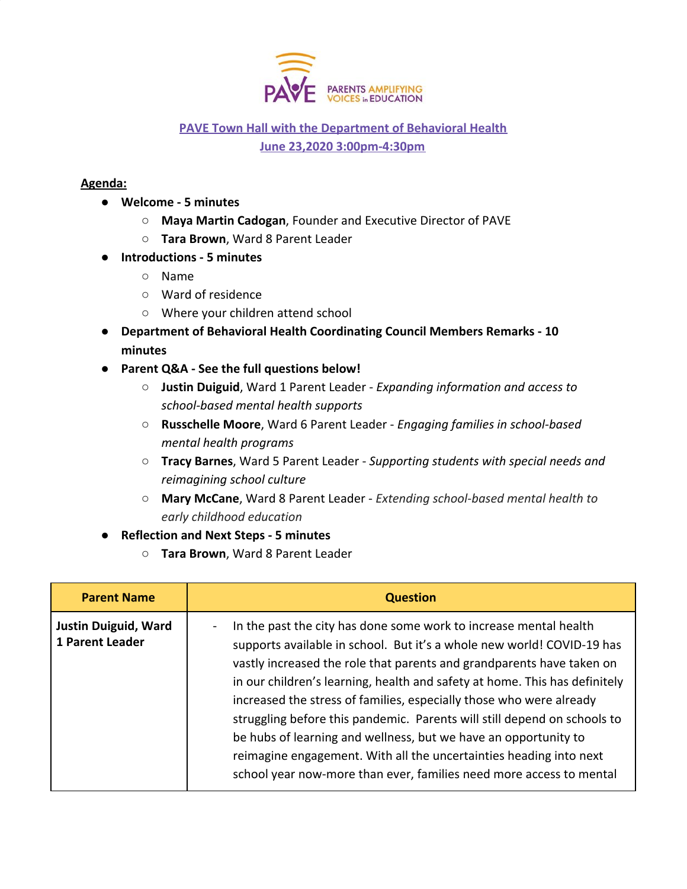PAVE PARENTS AMPLIFYING VOICES in EDUCATION

## PAVE Town Hall with the Department of Behavioral Health
## June 23,2020 3:00pm-4:30pm

**Agenda:**

- **Welcome - 5 minutes**
  - **Maya Martin Cadogan**, Founder and Executive Director of PAVE
  - **Tara Brown**, Ward 8 Parent Leader
- **Introductions - 5 minutes**
  - Name
  - Ward of residence
  - Where your children attend school
- **Department of Behavioral Health Coordinating Council Members Remarks - 10 minutes**
- **Parent Q&A - See the full questions below!**
  - **Justin Duiguid**, Ward 1 Parent Leader - *Expanding information and access to school-based mental health supports*
  - **Russchelle Moore**, Ward 6 Parent Leader - *Engaging families in school-based mental health programs*
  - **Tracy Barnes**, Ward 5 Parent Leader - *Supporting students with special needs and reimagining school culture*
  - **Mary McCane**, Ward 8 Parent Leader - *Extending school-based mental health to early childhood education*
- **Reflection and Next Steps - 5 minutes**
  - **Tara Brown**, Ward 8 Parent Leader

| Parent Name | Question |
|---|---|
| **Justin Duiguid, Ward 1 Parent Leader** | - In the past the city has done some work to increase mental health supports available in school. But it's a whole new world! COVID-19 has vastly increased the role that parents and grandparents have taken on in our children's learning, health and safety at home. This has definitely increased the stress of families, especially those who were already struggling before this pandemic. Parents will still depend on schools to be hubs of learning and wellness, but we have an opportunity to reimagine engagement. With all the uncertainties heading into next school year now-more than ever, families need more access to mental |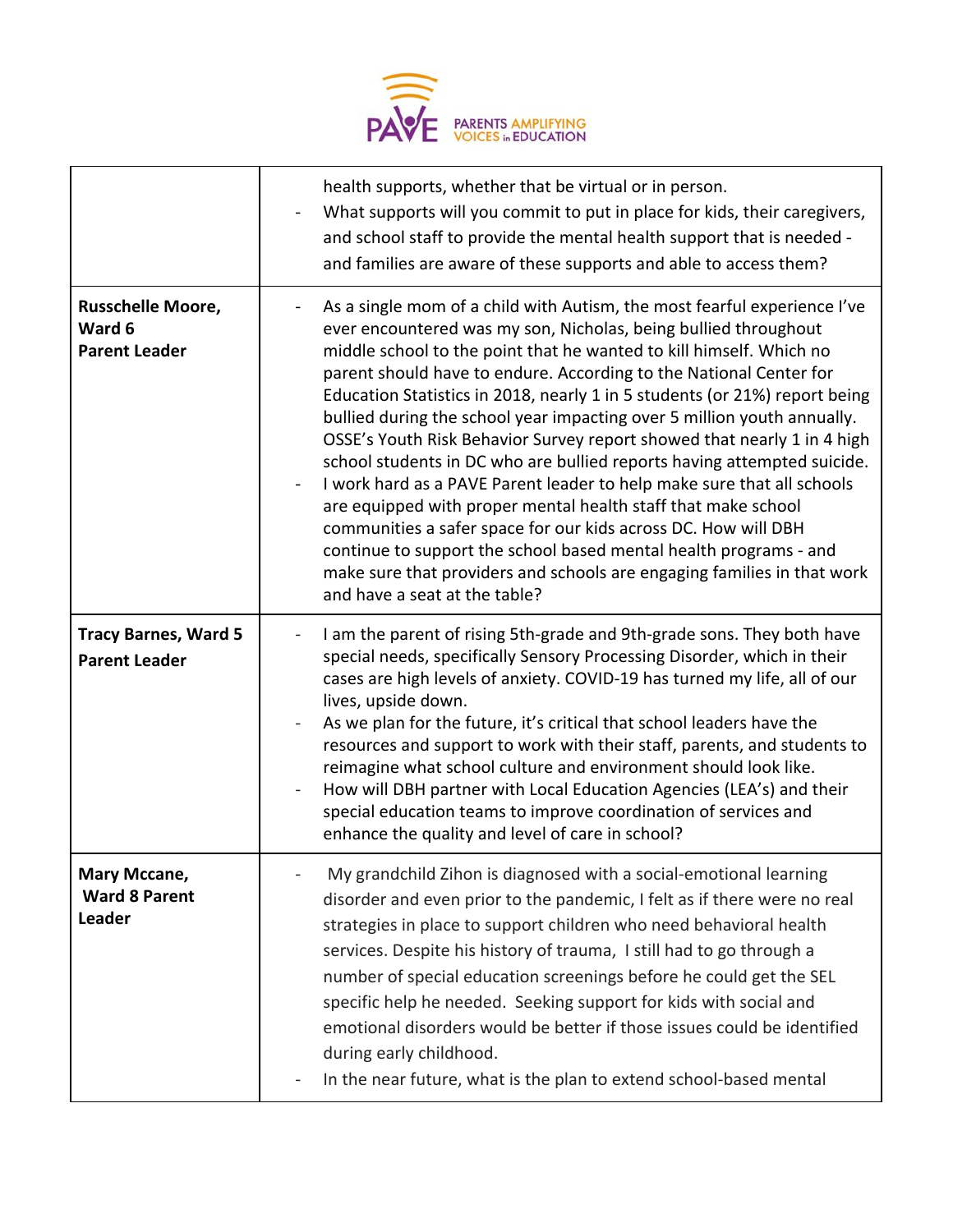| | |
|---|---|
| | health supports, whether that be virtual or in person.<br>- What supports will you commit to put in place for kids, their caregivers, and school staff to provide the mental health support that is needed - and families are aware of these supports and able to access them? |
| **Russchelle Moore, Ward 6 Parent Leader** | - As a single mom of a child with Autism, the most fearful experience I've ever encountered was my son, Nicholas, being bullied throughout middle school to the point that he wanted to kill himself. Which no parent should have to endure. According to the National Center for Education Statistics in 2018, nearly 1 in 5 students (or 21%) report being bullied during the school year impacting over 5 million youth annually. OSSE's Youth Risk Behavior Survey report showed that nearly 1 in 4 high school students in DC who are bullied reports having attempted suicide.<br>- I work hard as a PAVE Parent leader to help make sure that all schools are equipped with proper mental health staff that make school communities a safer space for our kids across DC. How will DBH continue to support the school based mental health programs - and make sure that providers and schools are engaging families in that work and have a seat at the table? |
| **Tracy Barnes, Ward 5 Parent Leader** | - I am the parent of rising 5th-grade and 9th-grade sons. They both have special needs, specifically Sensory Processing Disorder, which in their cases are high levels of anxiety. COVID-19 has turned my life, all of our lives, upside down.<br>- As we plan for the future, it's critical that school leaders have the resources and support to work with their staff, parents, and students to reimagine what school culture and environment should look like.<br>- How will DBH partner with Local Education Agencies (LEA's) and their special education teams to improve coordination of services and enhance the quality and level of care in school? |
| **Mary Mccane, Ward 8 Parent Leader** | - My grandchild Zihon is diagnosed with a social-emotional learning disorder and even prior to the pandemic, I felt as if there were no real strategies in place to support children who need behavioral health services. Despite his history of trauma, I still had to go through a number of special education screenings before he could get the SEL specific help he needed. Seeking support for kids with social and emotional disorders would be better if those issues could be identified during early childhood.<br>- In the near future, what is the plan to extend school-based mental |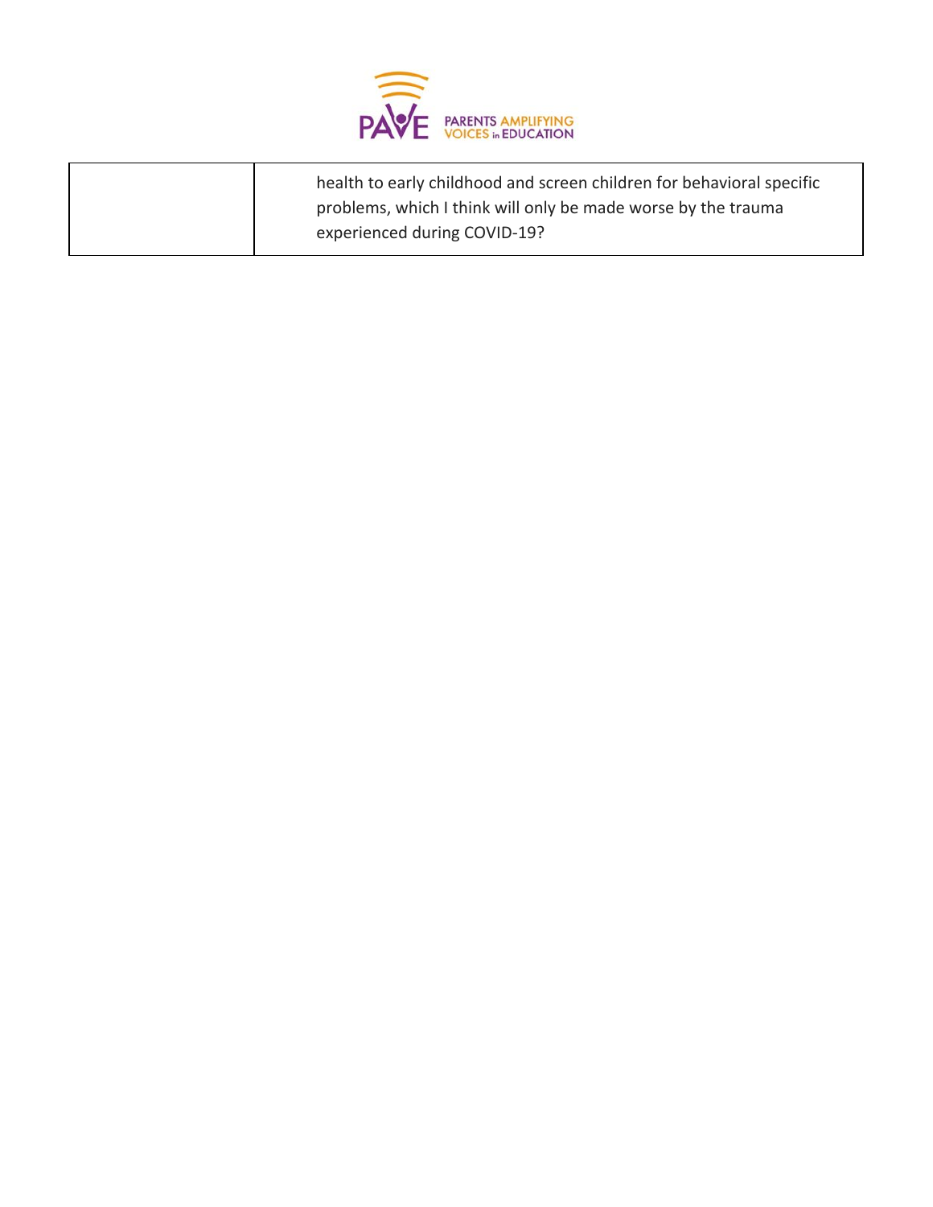| | |
|---|---|
| | health to early childhood and screen children for behavioral specific problems, which I think will only be made worse by the trauma experienced during COVID-19? |